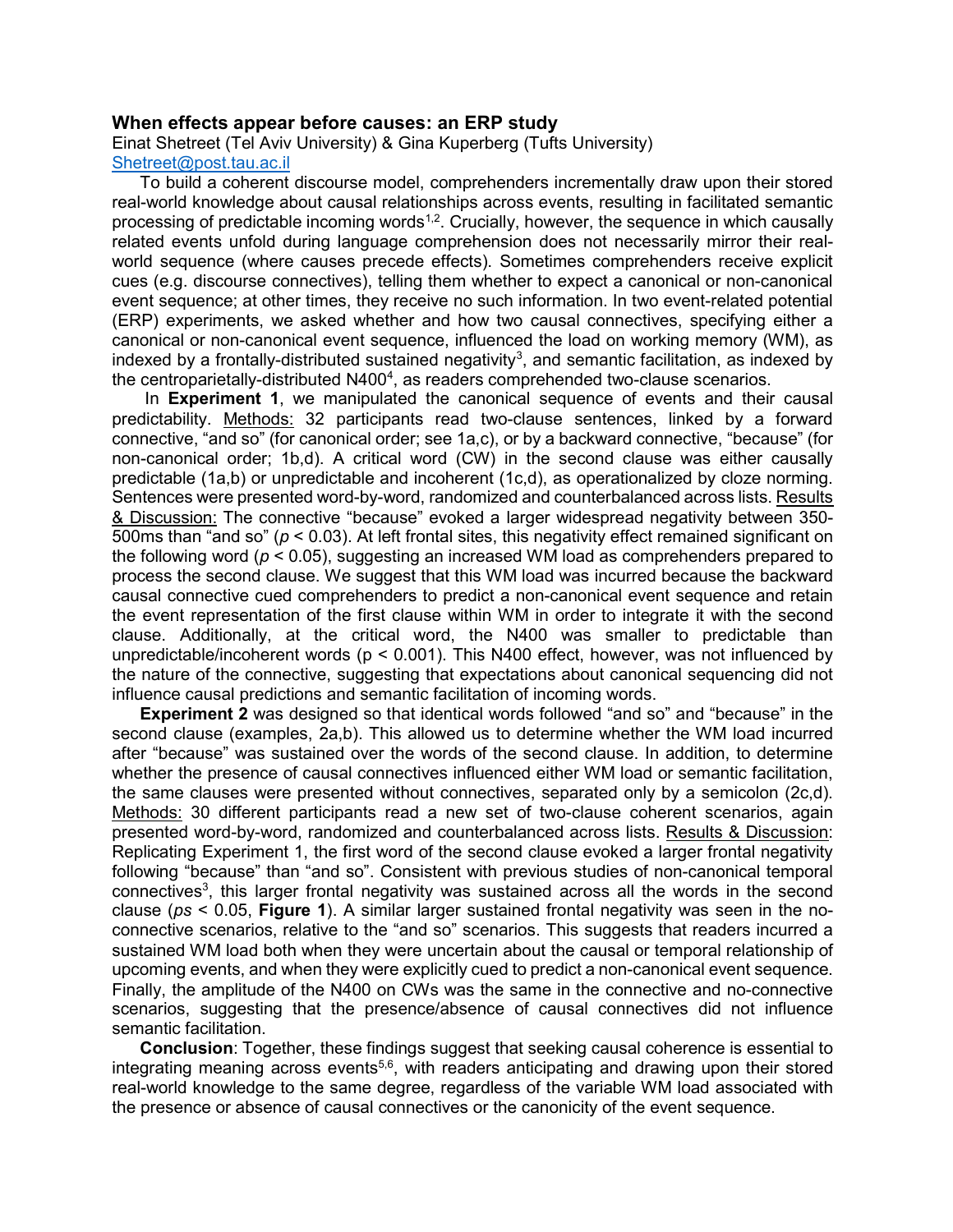# When effects appear before causes: an ERP study

Einat Shetreet (Tel Aviv University) & Gina Kuperberg (Tufts University)
Shetreet@post.tau.ac.il

To build a coherent discourse model, comprehenders incrementally draw upon their stored real-world knowledge about causal relationships across events, resulting in facilitated semantic processing of predictable incoming words[1,2]. Crucially, however, the sequence in which causally related events unfold during language comprehension does not necessarily mirror their real-world sequence (where causes precede effects). Sometimes comprehenders receive explicit cues (e.g. discourse connectives), telling them whether to expect a canonical or non-canonical event sequence; at other times, they receive no such information. In two event-related potential (ERP) experiments, we asked whether and how two causal connectives, specifying either a canonical or non-canonical event sequence, influenced the load on working memory (WM), as indexed by a frontally-distributed sustained negativity[3], and semantic facilitation, as indexed by the centroparietally-distributed N400[4], as readers comprehended two-clause scenarios.

In **Experiment 1**, we manipulated the canonical sequence of events and their causal predictability. Methods: 32 participants read two-clause sentences, linked by a forward connective, "and so" (for canonical order; see 1a,c), or by a backward connective, "because" (for non-canonical order; 1b,d). A critical word (CW) in the second clause was either causally predictable (1a,b) or unpredictable and incoherent (1c,d), as operationalized by cloze norming. Sentences were presented word-by-word, randomized and counterbalanced across lists. Results & Discussion: The connective "because" evoked a larger widespread negativity between 350-500ms than "and so" ($p < 0.03$). At left frontal sites, this negativity effect remained significant on the following word ($p < 0.05$), suggesting an increased WM load as comprehenders prepared to process the second clause. We suggest that this WM load was incurred because the backward causal connective cued comprehenders to predict a non-canonical event sequence and retain the event representation of the first clause within WM in order to integrate it with the second clause. Additionally, at the critical word, the N400 was smaller to predictable than unpredictable/incoherent words ($p < 0.001$). This N400 effect, however, was not influenced by the nature of the connective, suggesting that expectations about canonical sequencing did not influence causal predictions and semantic facilitation of incoming words.

**Experiment 2** was designed so that identical words followed "and so" and "because" in the second clause (examples, 2a,b). This allowed us to determine whether the WM load incurred after "because" was sustained over the words of the second clause. In addition, to determine whether the presence of causal connectives influenced either WM load or semantic facilitation, the same clauses were presented without connectives, separated only by a semicolon (2c,d). Methods: 30 different participants read a new set of two-clause coherent scenarios, again presented word-by-word, randomized and counterbalanced across lists. Results & Discussion: Replicating Experiment 1, the first word of the second clause evoked a larger frontal negativity following "because" than "and so". Consistent with previous studies of non-canonical temporal connectives[3], this larger frontal negativity was sustained across all the words in the second clause (*ps* < 0.05, **Figure 1**). A similar larger sustained frontal negativity was seen in the no-connective scenarios, relative to the "and so" scenarios. This suggests that readers incurred a sustained WM load both when they were uncertain about the causal or temporal relationship of upcoming events, and when they were explicitly cued to predict a non-canonical event sequence. Finally, the amplitude of the N400 on CWs was the same in the connective and no-connective scenarios, suggesting that the presence/absence of causal connectives did not influence semantic facilitation.

**Conclusion**: Together, these findings suggest that seeking causal coherence is essential to integrating meaning across events[5,6], with readers anticipating and drawing upon their stored real-world knowledge to the same degree, regardless of the variable WM load associated with the presence or absence of causal connectives or the canonicity of the event sequence.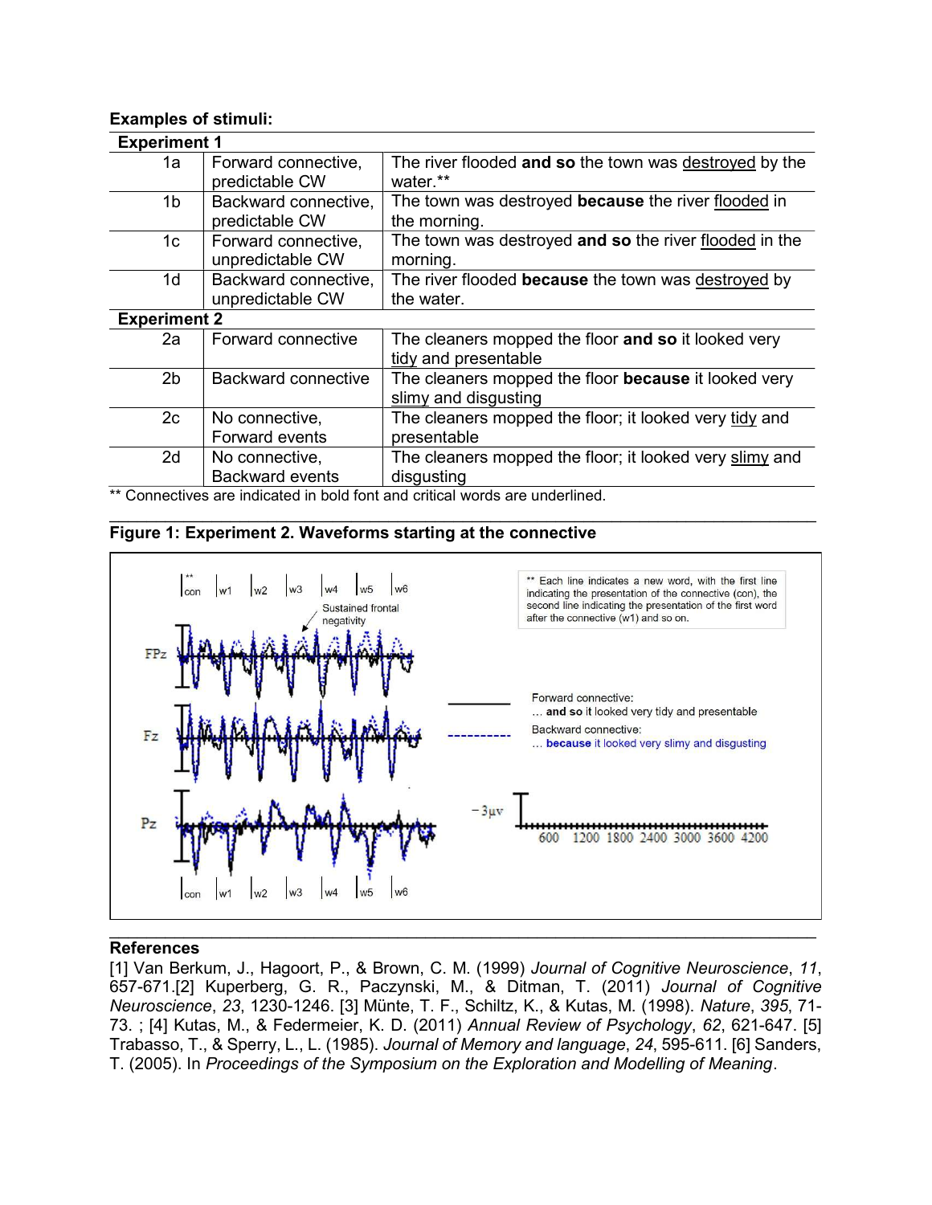**Examples of stimuli:**

| | | |
|---|---|---|
| **Experiment 1** | | |
| 1a | Forward connective, predictable CW | The river flooded **and so** the town was destroyed by the water.** |
| 1b | Backward connective, predictable CW | The town was destroyed **because** the river flooded in the morning. |
| 1c | Forward connective, unpredictable CW | The town was destroyed **and so** the river flooded in the morning. |
| 1d | Backward connective, unpredictable CW | The river flooded **because** the town was destroyed by the water. |
| **Experiment 2** | | |
| 2a | Forward connective | The cleaners mopped the floor **and so** it looked very tidy and presentable |
| 2b | Backward connective | The cleaners mopped the floor **because** it looked very slimy and disgusting |
| 2c | No connective, Forward events | The cleaners mopped the floor; it looked very tidy and presentable |
| 2d | No connective, Backward events | The cleaners mopped the floor; it looked very slimy and disgusting |

** Connectives are indicated in bold font and critical words are underlined.

**Figure 1: Experiment 2. Waveforms starting at the connective**

con w1 w2 w3 w4 w5 w6

Sustained frontal negativity

FPz

Fz

Pz

** Each line indicates a new word, with the first line indicating the presentation of the connective (con), the second line indicating the presentation of the first word after the connective (w1) and so on.

Forward connective:
… **and so** it looked very tidy and presentable

Backward connective:
… **because** it looked very slimy and disgusting

−3μv

600 1200 1800 2400 3000 3600 4200

**References**

[1] Van Berkum, J., Hagoort, P., & Brown, C. M. (1999) *Journal of Cognitive Neuroscience*, *11*, 657-671.[2] Kuperberg, G. R., Paczynski, M., & Ditman, T. (2011) *Journal of Cognitive Neuroscience*, *23*, 1230-1246. [3] Münte, T. F., Schiltz, K., & Kutas, M. (1998). *Nature*, *395*, 71-73. ; [4] Kutas, M., & Federmeier, K. D. (2011) *Annual Review of Psychology*, *62*, 621-647. [5] Trabasso, T., & Sperry, L., L. (1985). *Journal of Memory and language*, *24*, 595-611. [6] Sanders, T. (2005). In *Proceedings of the Symposium on the Exploration and Modelling of Meaning*.